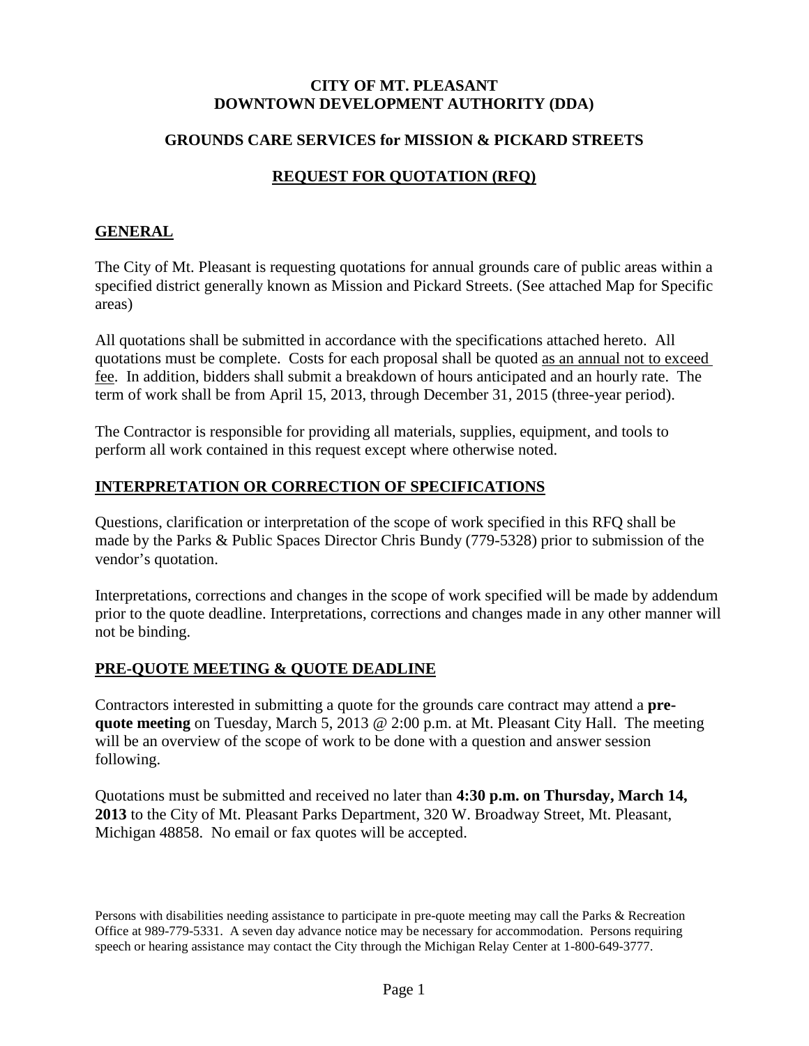# CITY OF MT. PLEASANT
# DOWNTOWN DEVELOPMENT AUTHORITY (DDA)

## GROUNDS CARE SERVICES for MISSION & PICKARD STREETS

## REQUEST FOR QUOTATION (RFQ)

### GENERAL

The City of Mt. Pleasant is requesting quotations for annual grounds care of public areas within a specified district generally known as Mission and Pickard Streets. (See attached Map for Specific areas)

All quotations shall be submitted in accordance with the specifications attached hereto. All quotations must be complete. Costs for each proposal shall be quoted as an annual not to exceed fee. In addition, bidders shall submit a breakdown of hours anticipated and an hourly rate. The term of work shall be from April 15, 2013, through December 31, 2015 (three-year period).

The Contractor is responsible for providing all materials, supplies, equipment, and tools to perform all work contained in this request except where otherwise noted.

### INTERPRETATION OR CORRECTION OF SPECIFICATIONS

Questions, clarification or interpretation of the scope of work specified in this RFQ shall be made by the Parks & Public Spaces Director Chris Bundy (779-5328) prior to submission of the vendor's quotation.

Interpretations, corrections and changes in the scope of work specified will be made by addendum prior to the quote deadline. Interpretations, corrections and changes made in any other manner will not be binding.

### PRE-QUOTE MEETING & QUOTE DEADLINE

Contractors interested in submitting a quote for the grounds care contract may attend a **pre-quote meeting** on Tuesday, March 5, 2013 @ 2:00 p.m. at Mt. Pleasant City Hall. The meeting will be an overview of the scope of work to be done with a question and answer session following.

Quotations must be submitted and received no later than **4:30 p.m. on Thursday, March 14, 2013** to the City of Mt. Pleasant Parks Department, 320 W. Broadway Street, Mt. Pleasant, Michigan 48858. No email or fax quotes will be accepted.

Persons with disabilities needing assistance to participate in pre-quote meeting may call the Parks & Recreation Office at 989-779-5331. A seven day advance notice may be necessary for accommodation. Persons requiring speech or hearing assistance may contact the City through the Michigan Relay Center at 1-800-649-3777.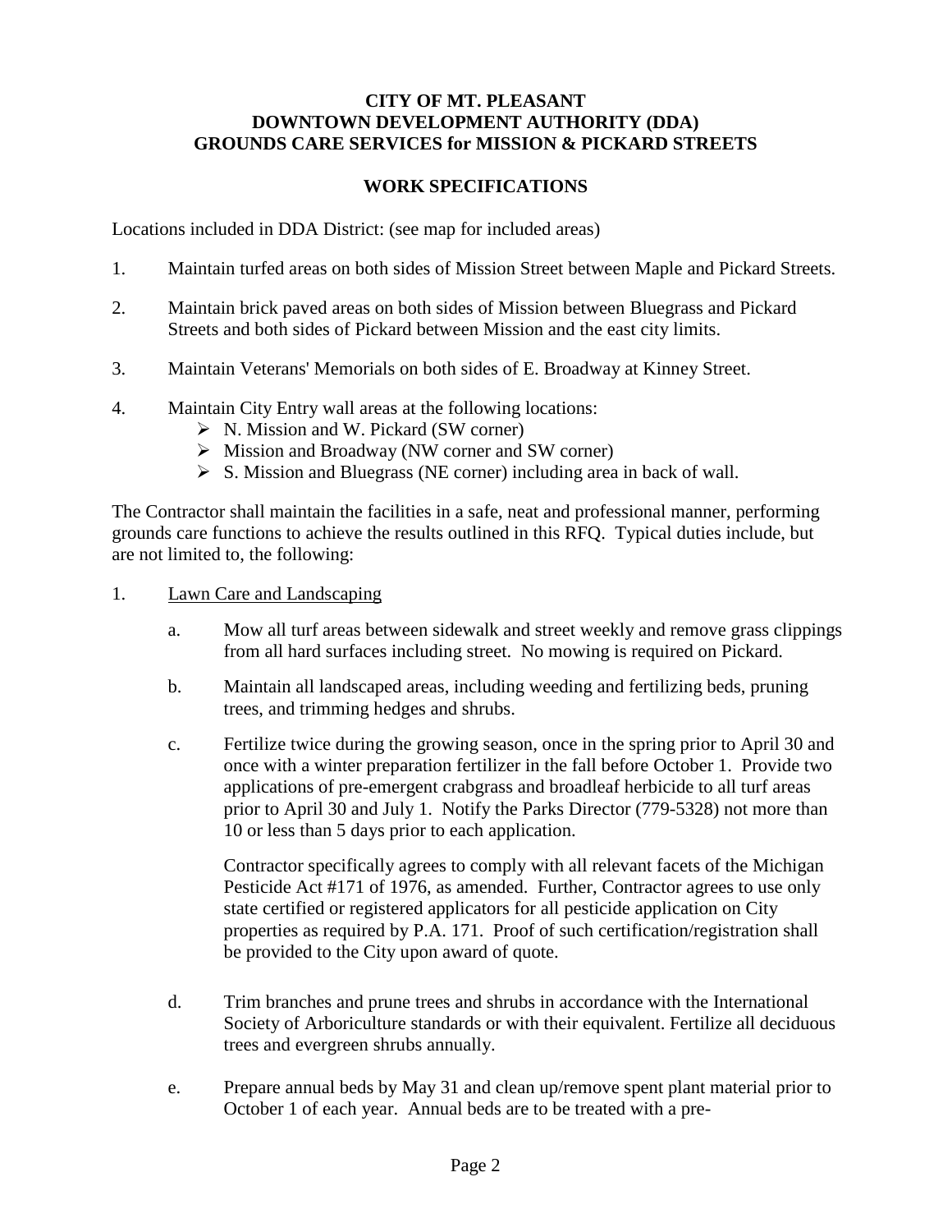**CITY OF MT. PLEASANT**
**DOWNTOWN DEVELOPMENT AUTHORITY (DDA)**
**GROUNDS CARE SERVICES for MISSION & PICKARD STREETS**

**WORK SPECIFICATIONS**

Locations included in DDA District: (see map for included areas)

1. Maintain turfed areas on both sides of Mission Street between Maple and Pickard Streets.

2. Maintain brick paved areas on both sides of Mission between Bluegrass and Pickard Streets and both sides of Pickard between Mission and the east city limits.

3. Maintain Veterans' Memorials on both sides of E. Broadway at Kinney Street.

4. Maintain City Entry wall areas at the following locations:
   - N. Mission and W. Pickard (SW corner)
   - Mission and Broadway (NW corner and SW corner)
   - S. Mission and Bluegrass (NE corner) including area in back of wall.

The Contractor shall maintain the facilities in a safe, neat and professional manner, performing grounds care functions to achieve the results outlined in this RFQ. Typical duties include, but are not limited to, the following:

1. <u>Lawn Care and Landscaping</u>

   a. Mow all turf areas between sidewalk and street weekly and remove grass clippings from all hard surfaces including street. No mowing is required on Pickard.

   b. Maintain all landscaped areas, including weeding and fertilizing beds, pruning trees, and trimming hedges and shrubs.

   c. Fertilize twice during the growing season, once in the spring prior to April 30 and once with a winter preparation fertilizer in the fall before October 1. Provide two applications of pre-emergent crabgrass and broadleaf herbicide to all turf areas prior to April 30 and July 1. Notify the Parks Director (779-5328) not more than 10 or less than 5 days prior to each application.

      Contractor specifically agrees to comply with all relevant facets of the Michigan Pesticide Act #171 of 1976, as amended. Further, Contractor agrees to use only state certified or registered applicators for all pesticide application on City properties as required by P.A. 171. Proof of such certification/registration shall be provided to the City upon award of quote.

   d. Trim branches and prune trees and shrubs in accordance with the International Society of Arboriculture standards or with their equivalent. Fertilize all deciduous trees and evergreen shrubs annually.

   e. Prepare annual beds by May 31 and clean up/remove spent plant material prior to October 1 of each year. Annual beds are to be treated with a pre-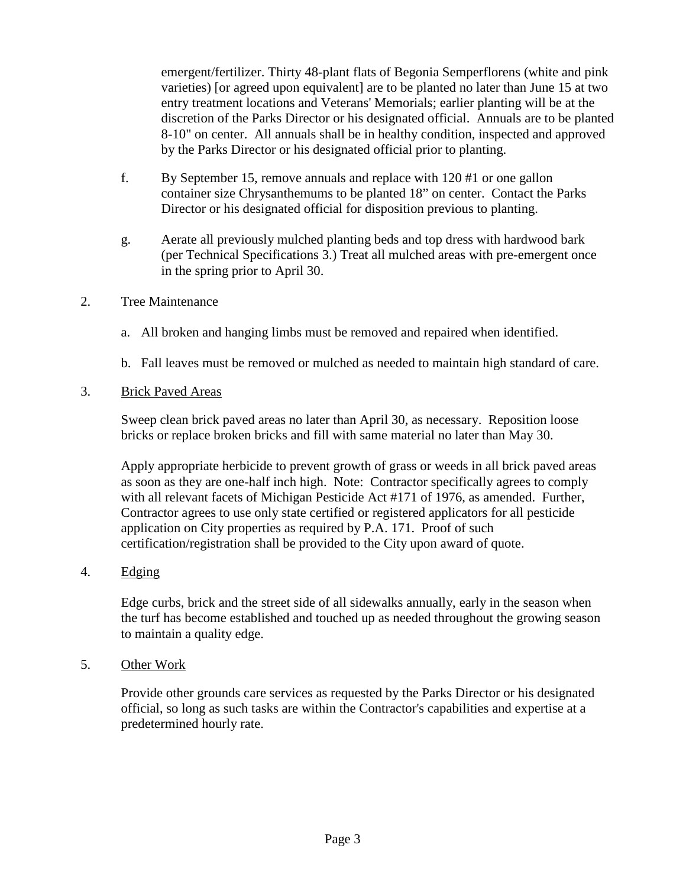emergent/fertilizer. Thirty 48-plant flats of Begonia Semperflorens (white and pink varieties) [or agreed upon equivalent] are to be planted no later than June 15 at two entry treatment locations and Veterans' Memorials; earlier planting will be at the discretion of the Parks Director or his designated official. Annuals are to be planted 8-10" on center. All annuals shall be in healthy condition, inspected and approved by the Parks Director or his designated official prior to planting.

f. By September 15, remove annuals and replace with 120 #1 or one gallon container size Chrysanthemums to be planted 18" on center. Contact the Parks Director or his designated official for disposition previous to planting.

g. Aerate all previously mulched planting beds and top dress with hardwood bark (per Technical Specifications 3.) Treat all mulched areas with pre-emergent once in the spring prior to April 30.

2. Tree Maintenance

   a. All broken and hanging limbs must be removed and repaired when identified.

   b. Fall leaves must be removed or mulched as needed to maintain high standard of care.

3. <u>Brick Paved Areas</u>

   Sweep clean brick paved areas no later than April 30, as necessary. Reposition loose bricks or replace broken bricks and fill with same material no later than May 30.

   Apply appropriate herbicide to prevent growth of grass or weeds in all brick paved areas as soon as they are one-half inch high. Note: Contractor specifically agrees to comply with all relevant facets of Michigan Pesticide Act #171 of 1976, as amended. Further, Contractor agrees to use only state certified or registered applicators for all pesticide application on City properties as required by P.A. 171. Proof of such certification/registration shall be provided to the City upon award of quote.

4. <u>Edging</u>

   Edge curbs, brick and the street side of all sidewalks annually, early in the season when the turf has become established and touched up as needed throughout the growing season to maintain a quality edge.

5. <u>Other Work</u>

   Provide other grounds care services as requested by the Parks Director or his designated official, so long as such tasks are within the Contractor's capabilities and expertise at a predetermined hourly rate.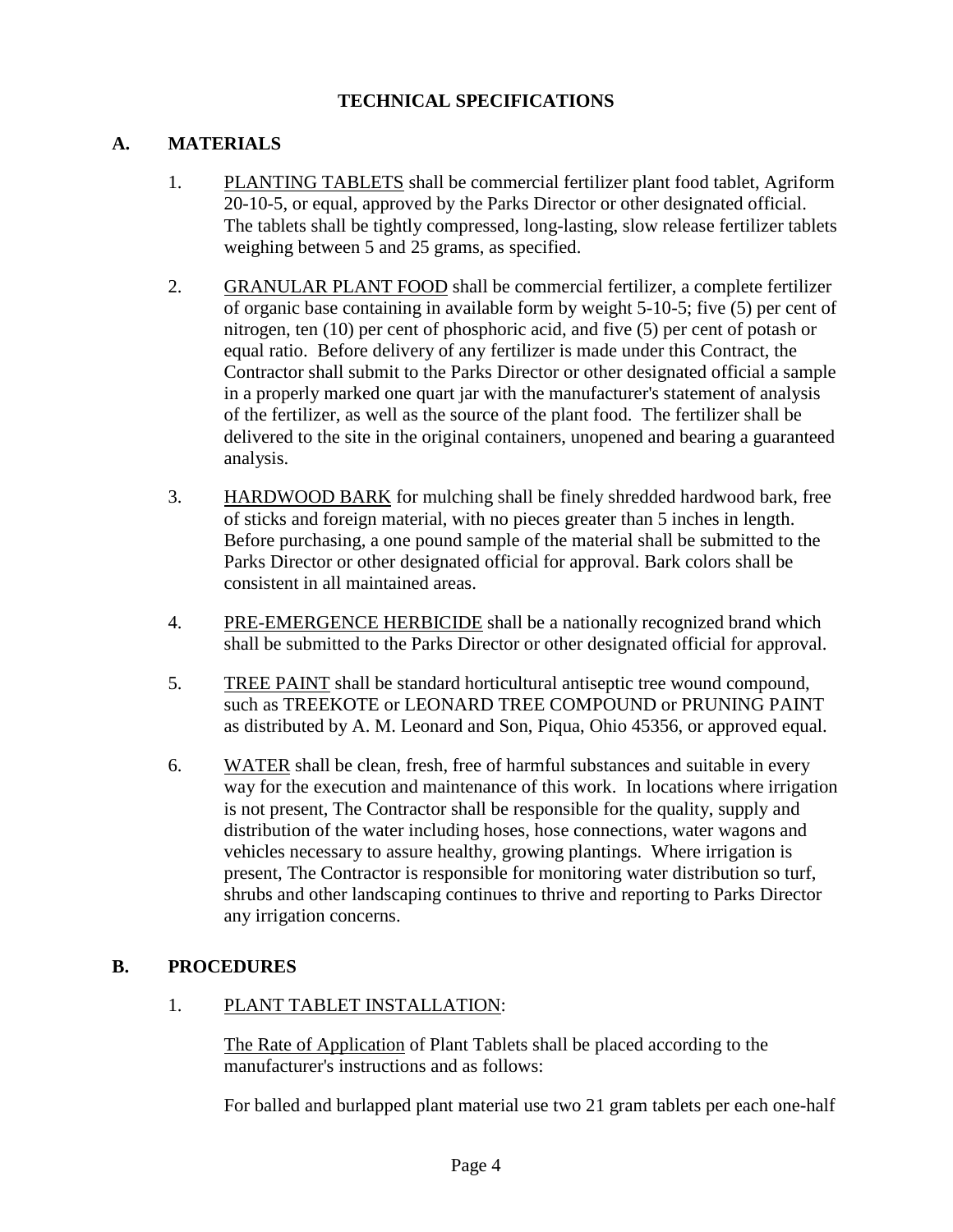# TECHNICAL SPECIFICATIONS

## A. MATERIALS

1. PLANTING TABLETS shall be commercial fertilizer plant food tablet, Agriform 20-10-5, or equal, approved by the Parks Director or other designated official. The tablets shall be tightly compressed, long-lasting, slow release fertilizer tablets weighing between 5 and 25 grams, as specified.

2. GRANULAR PLANT FOOD shall be commercial fertilizer, a complete fertilizer of organic base containing in available form by weight 5-10-5; five (5) per cent of nitrogen, ten (10) per cent of phosphoric acid, and five (5) per cent of potash or equal ratio. Before delivery of any fertilizer is made under this Contract, the Contractor shall submit to the Parks Director or other designated official a sample in a properly marked one quart jar with the manufacturer's statement of analysis of the fertilizer, as well as the source of the plant food. The fertilizer shall be delivered to the site in the original containers, unopened and bearing a guaranteed analysis.

3. HARDWOOD BARK for mulching shall be finely shredded hardwood bark, free of sticks and foreign material, with no pieces greater than 5 inches in length. Before purchasing, a one pound sample of the material shall be submitted to the Parks Director or other designated official for approval. Bark colors shall be consistent in all maintained areas.

4. PRE-EMERGENCE HERBICIDE shall be a nationally recognized brand which shall be submitted to the Parks Director or other designated official for approval.

5. TREE PAINT shall be standard horticultural antiseptic tree wound compound, such as TREEKOTE or LEONARD TREE COMPOUND or PRUNING PAINT as distributed by A. M. Leonard and Son, Piqua, Ohio 45356, or approved equal.

6. WATER shall be clean, fresh, free of harmful substances and suitable in every way for the execution and maintenance of this work. In locations where irrigation is not present, The Contractor shall be responsible for the quality, supply and distribution of the water including hoses, hose connections, water wagons and vehicles necessary to assure healthy, growing plantings. Where irrigation is present, The Contractor is responsible for monitoring water distribution so turf, shrubs and other landscaping continues to thrive and reporting to Parks Director any irrigation concerns.

## B. PROCEDURES

1. PLANT TABLET INSTALLATION:

   The Rate of Application of Plant Tablets shall be placed according to the manufacturer's instructions and as follows:

   For balled and burlapped plant material use two 21 gram tablets per each one-half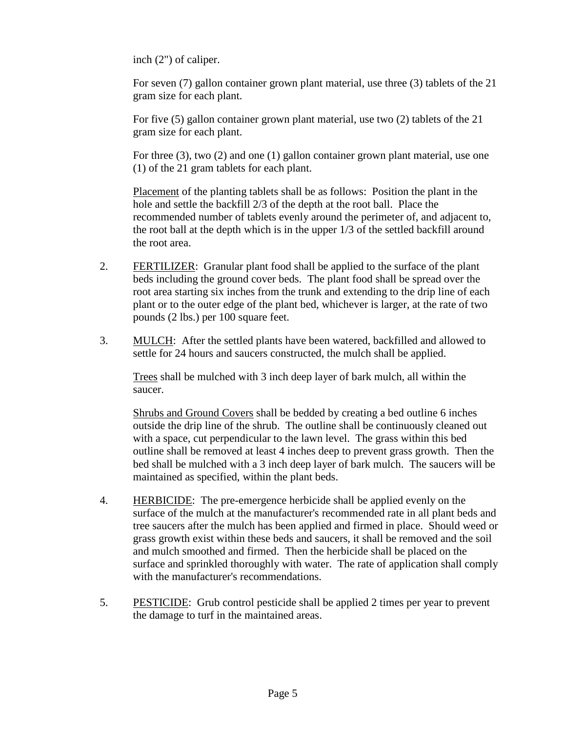inch (2") of caliper.

For seven (7) gallon container grown plant material, use three (3) tablets of the 21 gram size for each plant.

For five (5) gallon container grown plant material, use two (2) tablets of the 21 gram size for each plant.

For three (3), two (2) and one (1) gallon container grown plant material, use one (1) of the 21 gram tablets for each plant.

<u>Placement</u> of the planting tablets shall be as follows: Position the plant in the hole and settle the backfill 2/3 of the depth at the root ball. Place the recommended number of tablets evenly around the perimeter of, and adjacent to, the root ball at the depth which is in the upper 1/3 of the settled backfill around the root area.

2. <u>FERTILIZER</u>: Granular plant food shall be applied to the surface of the plant beds including the ground cover beds. The plant food shall be spread over the root area starting six inches from the trunk and extending to the drip line of each plant or to the outer edge of the plant bed, whichever is larger, at the rate of two pounds (2 lbs.) per 100 square feet.

3. <u>MULCH</u>: After the settled plants have been watered, backfilled and allowed to settle for 24 hours and saucers constructed, the mulch shall be applied.

   <u>Trees</u> shall be mulched with 3 inch deep layer of bark mulch, all within the saucer.

   <u>Shrubs and Ground Covers</u> shall be bedded by creating a bed outline 6 inches outside the drip line of the shrub. The outline shall be continuously cleaned out with a space, cut perpendicular to the lawn level. The grass within this bed outline shall be removed at least 4 inches deep to prevent grass growth. Then the bed shall be mulched with a 3 inch deep layer of bark mulch. The saucers will be maintained as specified, within the plant beds.

4. <u>HERBICIDE</u>: The pre-emergence herbicide shall be applied evenly on the surface of the mulch at the manufacturer's recommended rate in all plant beds and tree saucers after the mulch has been applied and firmed in place. Should weed or grass growth exist within these beds and saucers, it shall be removed and the soil and mulch smoothed and firmed. Then the herbicide shall be placed on the surface and sprinkled thoroughly with water. The rate of application shall comply with the manufacturer's recommendations.

5. <u>PESTICIDE</u>: Grub control pesticide shall be applied 2 times per year to prevent the damage to turf in the maintained areas.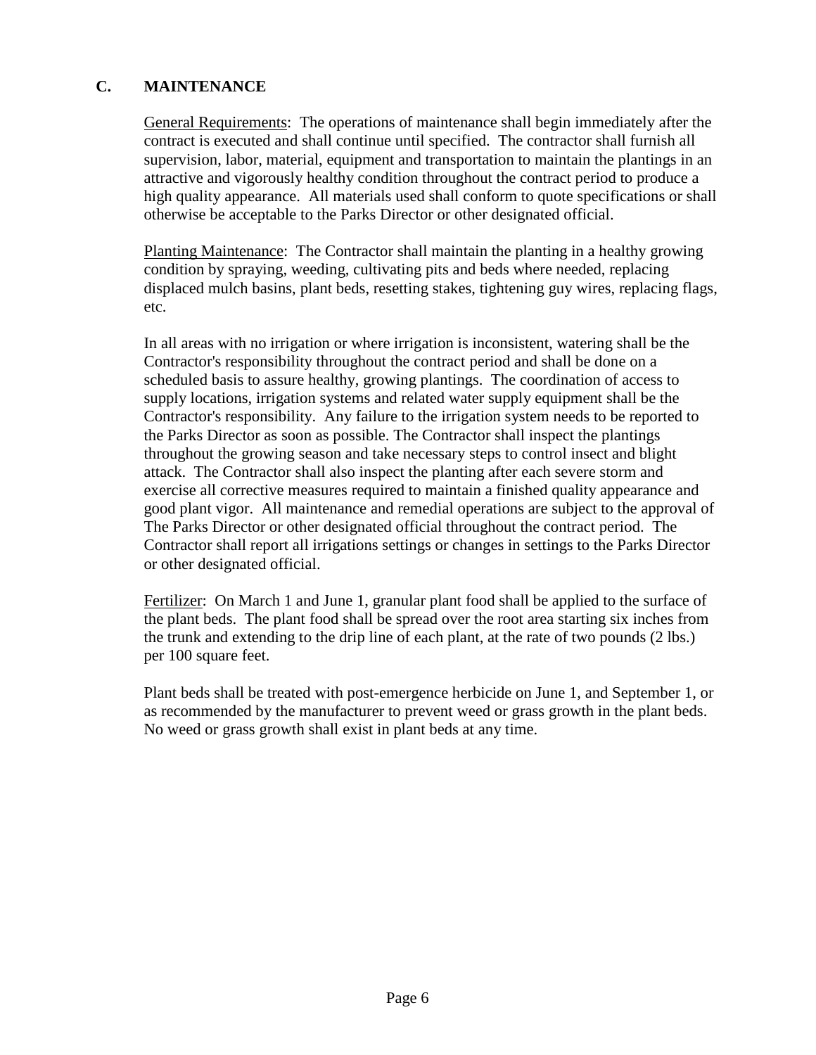## C. MAINTENANCE

<u>General Requirements</u>: The operations of maintenance shall begin immediately after the contract is executed and shall continue until specified. The contractor shall furnish all supervision, labor, material, equipment and transportation to maintain the plantings in an attractive and vigorously healthy condition throughout the contract period to produce a high quality appearance. All materials used shall conform to quote specifications or shall otherwise be acceptable to the Parks Director or other designated official.

<u>Planting Maintenance</u>: The Contractor shall maintain the planting in a healthy growing condition by spraying, weeding, cultivating pits and beds where needed, replacing displaced mulch basins, plant beds, resetting stakes, tightening guy wires, replacing flags, etc.

In all areas with no irrigation or where irrigation is inconsistent, watering shall be the Contractor's responsibility throughout the contract period and shall be done on a scheduled basis to assure healthy, growing plantings. The coordination of access to supply locations, irrigation systems and related water supply equipment shall be the Contractor's responsibility. Any failure to the irrigation system needs to be reported to the Parks Director as soon as possible. The Contractor shall inspect the plantings throughout the growing season and take necessary steps to control insect and blight attack. The Contractor shall also inspect the planting after each severe storm and exercise all corrective measures required to maintain a finished quality appearance and good plant vigor. All maintenance and remedial operations are subject to the approval of The Parks Director or other designated official throughout the contract period. The Contractor shall report all irrigations settings or changes in settings to the Parks Director or other designated official.

<u>Fertilizer</u>: On March 1 and June 1, granular plant food shall be applied to the surface of the plant beds. The plant food shall be spread over the root area starting six inches from the trunk and extending to the drip line of each plant, at the rate of two pounds (2 lbs.) per 100 square feet.

Plant beds shall be treated with post-emergence herbicide on June 1, and September 1, or as recommended by the manufacturer to prevent weed or grass growth in the plant beds. No weed or grass growth shall exist in plant beds at any time.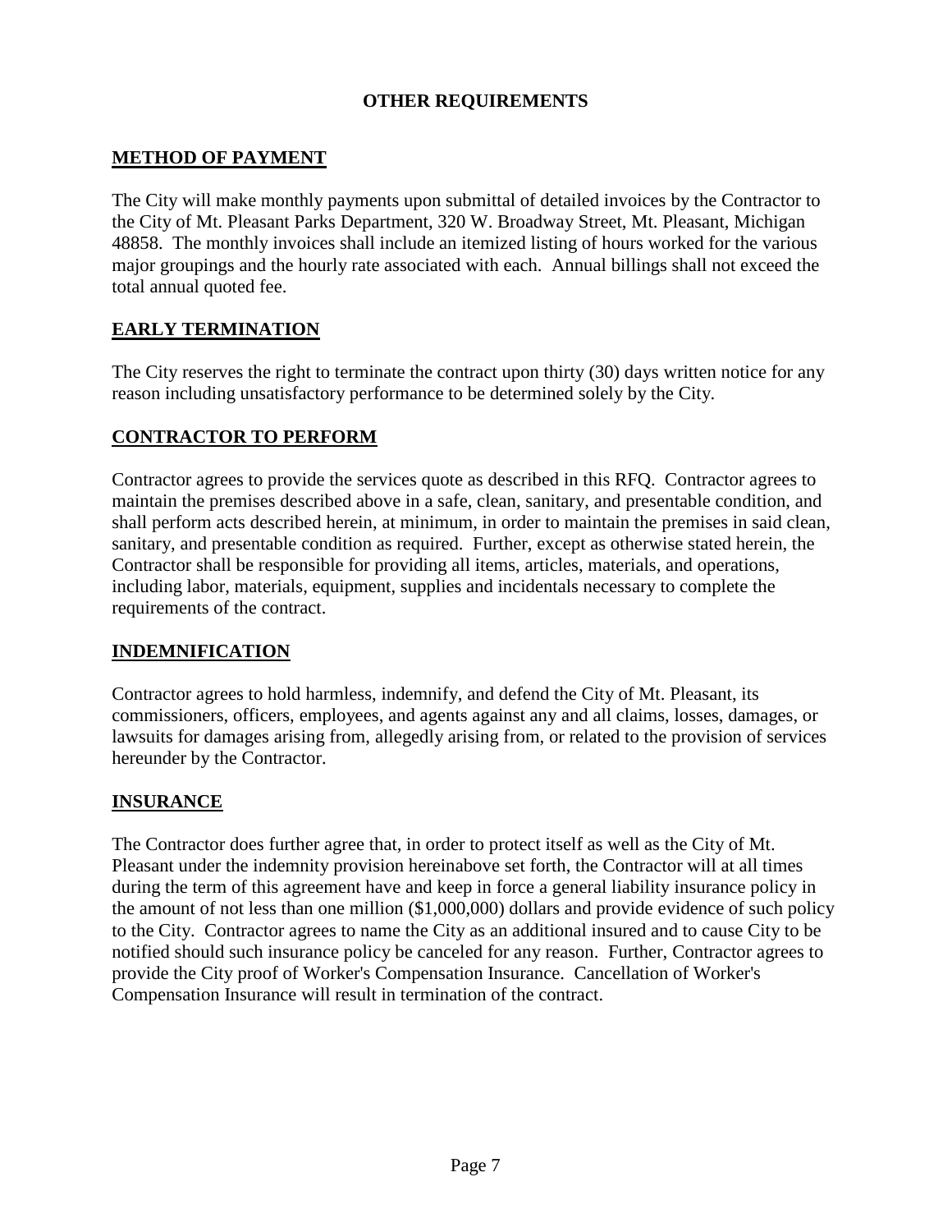## OTHER REQUIREMENTS

### METHOD OF PAYMENT

The City will make monthly payments upon submittal of detailed invoices by the Contractor to the City of Mt. Pleasant Parks Department, 320 W. Broadway Street, Mt. Pleasant, Michigan 48858. The monthly invoices shall include an itemized listing of hours worked for the various major groupings and the hourly rate associated with each. Annual billings shall not exceed the total annual quoted fee.

### EARLY TERMINATION

The City reserves the right to terminate the contract upon thirty (30) days written notice for any reason including unsatisfactory performance to be determined solely by the City.

### CONTRACTOR TO PERFORM

Contractor agrees to provide the services quote as described in this RFQ. Contractor agrees to maintain the premises described above in a safe, clean, sanitary, and presentable condition, and shall perform acts described herein, at minimum, in order to maintain the premises in said clean, sanitary, and presentable condition as required. Further, except as otherwise stated herein, the Contractor shall be responsible for providing all items, articles, materials, and operations, including labor, materials, equipment, supplies and incidentals necessary to complete the requirements of the contract.

### INDEMNIFICATION

Contractor agrees to hold harmless, indemnify, and defend the City of Mt. Pleasant, its commissioners, officers, employees, and agents against any and all claims, losses, damages, or lawsuits for damages arising from, allegedly arising from, or related to the provision of services hereunder by the Contractor.

### INSURANCE

The Contractor does further agree that, in order to protect itself as well as the City of Mt. Pleasant under the indemnity provision hereinabove set forth, the Contractor will at all times during the term of this agreement have and keep in force a general liability insurance policy in the amount of not less than one million ($1,000,000) dollars and provide evidence of such policy to the City. Contractor agrees to name the City as an additional insured and to cause City to be notified should such insurance policy be canceled for any reason. Further, Contractor agrees to provide the City proof of Worker's Compensation Insurance. Cancellation of Worker's Compensation Insurance will result in termination of the contract.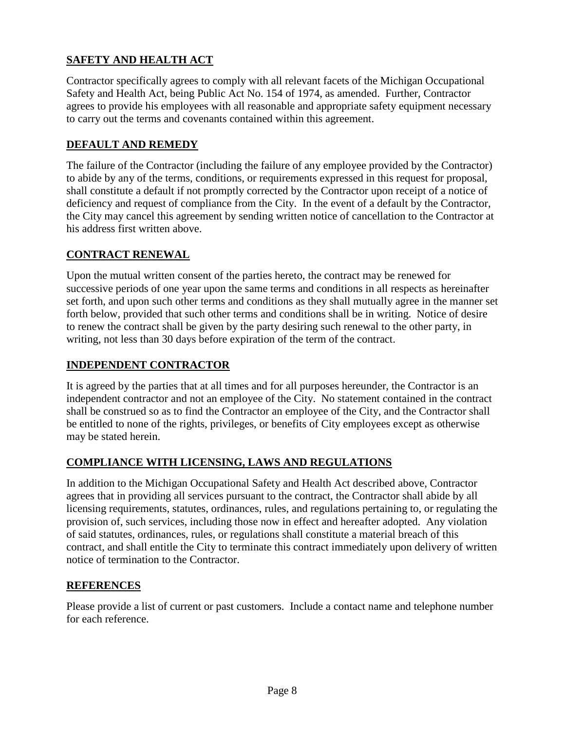## SAFETY AND HEALTH ACT

Contractor specifically agrees to comply with all relevant facets of the Michigan Occupational Safety and Health Act, being Public Act No. 154 of 1974, as amended. Further, Contractor agrees to provide his employees with all reasonable and appropriate safety equipment necessary to carry out the terms and covenants contained within this agreement.

## DEFAULT AND REMEDY

The failure of the Contractor (including the failure of any employee provided by the Contractor) to abide by any of the terms, conditions, or requirements expressed in this request for proposal, shall constitute a default if not promptly corrected by the Contractor upon receipt of a notice of deficiency and request of compliance from the City. In the event of a default by the Contractor, the City may cancel this agreement by sending written notice of cancellation to the Contractor at his address first written above.

## CONTRACT RENEWAL

Upon the mutual written consent of the parties hereto, the contract may be renewed for successive periods of one year upon the same terms and conditions in all respects as hereinafter set forth, and upon such other terms and conditions as they shall mutually agree in the manner set forth below, provided that such other terms and conditions shall be in writing. Notice of desire to renew the contract shall be given by the party desiring such renewal to the other party, in writing, not less than 30 days before expiration of the term of the contract.

## INDEPENDENT CONTRACTOR

It is agreed by the parties that at all times and for all purposes hereunder, the Contractor is an independent contractor and not an employee of the City. No statement contained in the contract shall be construed so as to find the Contractor an employee of the City, and the Contractor shall be entitled to none of the rights, privileges, or benefits of City employees except as otherwise may be stated herein.

## COMPLIANCE WITH LICENSING, LAWS AND REGULATIONS

In addition to the Michigan Occupational Safety and Health Act described above, Contractor agrees that in providing all services pursuant to the contract, the Contractor shall abide by all licensing requirements, statutes, ordinances, rules, and regulations pertaining to, or regulating the provision of, such services, including those now in effect and hereafter adopted. Any violation of said statutes, ordinances, rules, or regulations shall constitute a material breach of this contract, and shall entitle the City to terminate this contract immediately upon delivery of written notice of termination to the Contractor.

## REFERENCES

Please provide a list of current or past customers. Include a contact name and telephone number for each reference.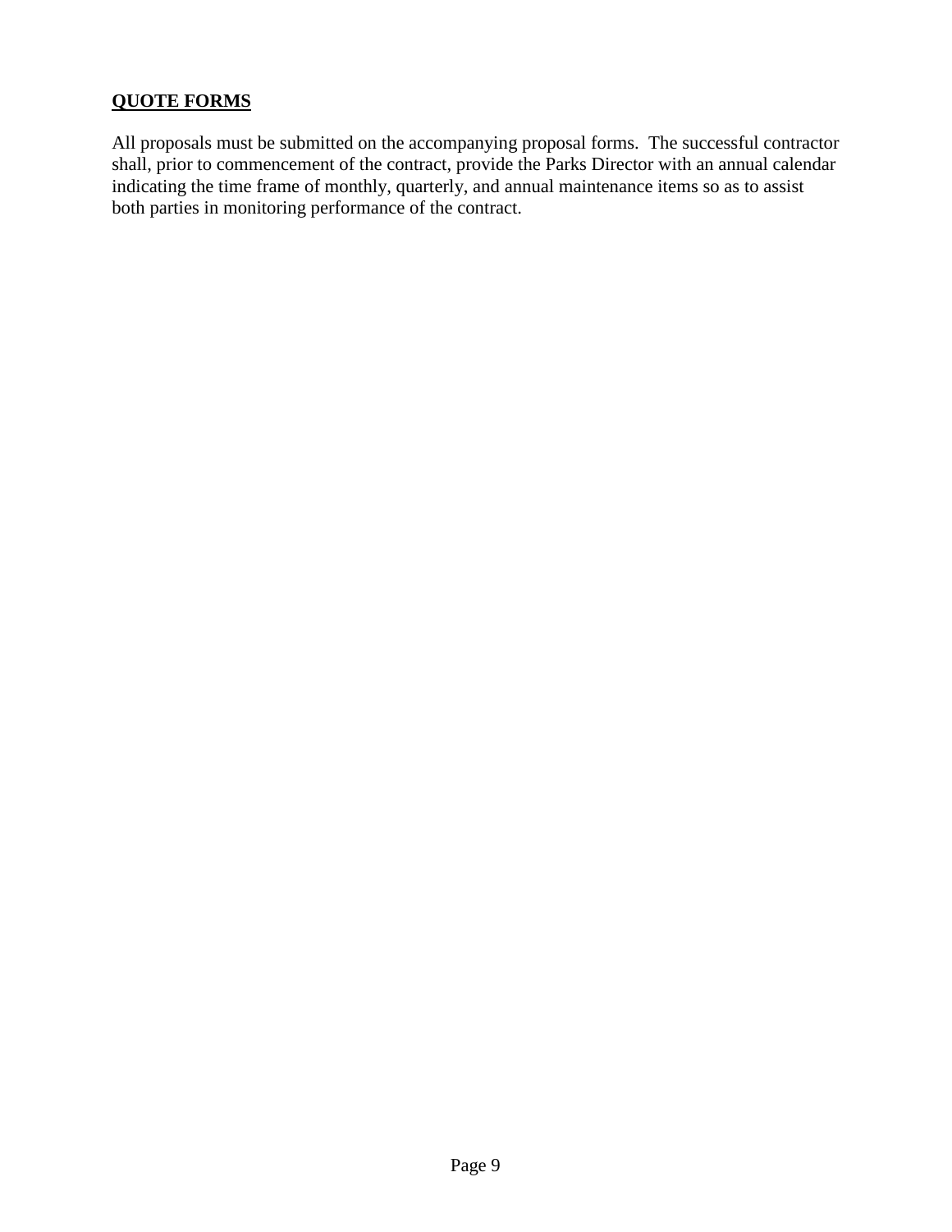**QUOTE FORMS**

All proposals must be submitted on the accompanying proposal forms. The successful contractor shall, prior to commencement of the contract, provide the Parks Director with an annual calendar indicating the time frame of monthly, quarterly, and annual maintenance items so as to assist both parties in monitoring performance of the contract.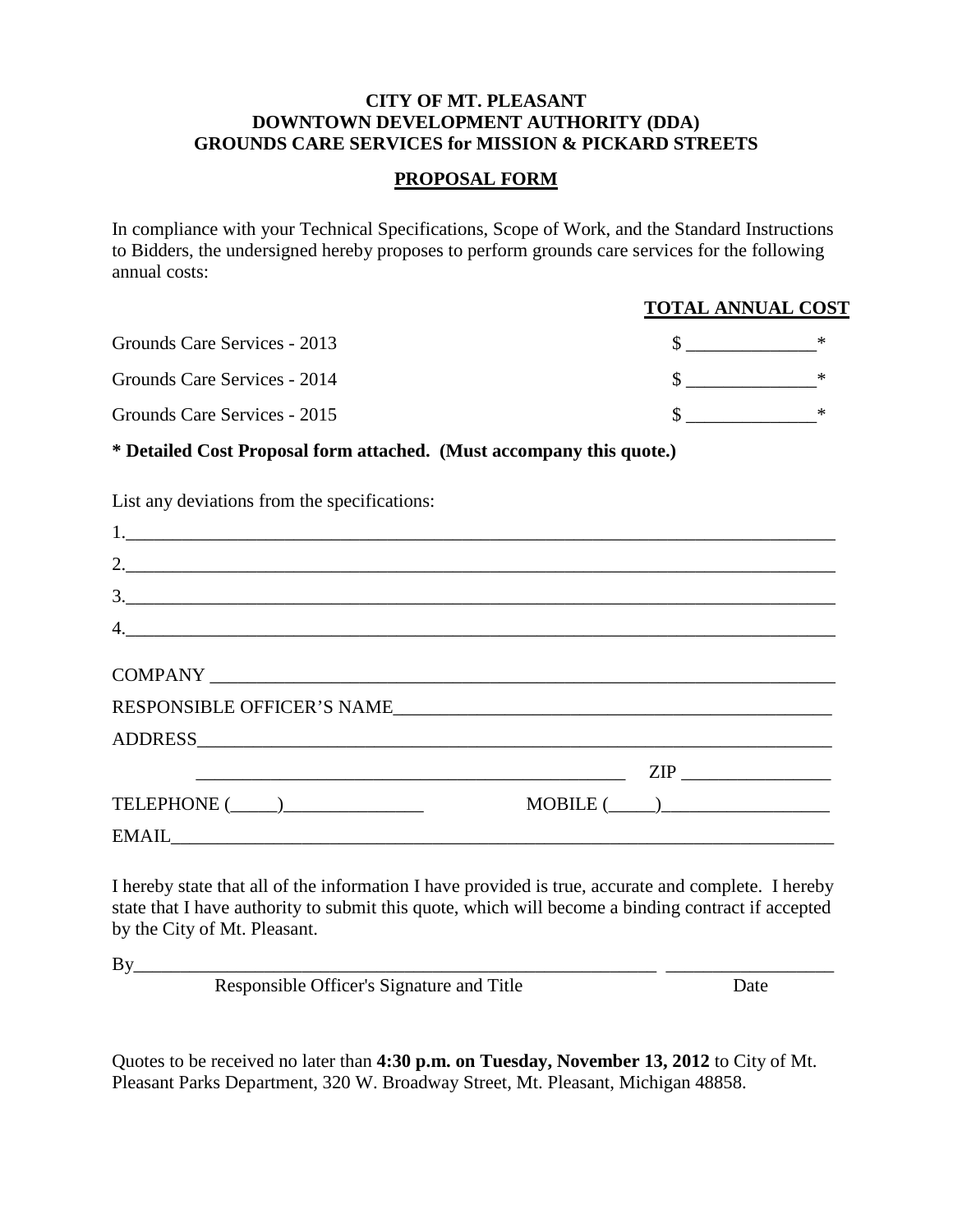**CITY OF MT. PLEASANT**
**DOWNTOWN DEVELOPMENT AUTHORITY (DDA)**
**GROUNDS CARE SERVICES for MISSION & PICKARD STREETS**

## PROPOSAL FORM

In compliance with your Technical Specifications, Scope of Work, and the Standard Instructions to Bidders, the undersigned hereby proposes to perform grounds care services for the following annual costs:

| | **TOTAL ANNUAL COST** |
|---|---|
| Grounds Care Services - 2013 | $ ______________* |
| Grounds Care Services - 2014 | $ ______________* |
| Grounds Care Services - 2015 | $ ______________* |

**\* Detailed Cost Proposal form attached. (Must accompany this quote.)**

List any deviations from the specifications:

1.______________________________________________________________________________

2.______________________________________________________________________________

3.______________________________________________________________________________

4.______________________________________________________________________________

COMPANY ________________________________________________________________________

RESPONSIBLE OFFICER'S NAME_________________________________________________

ADDRESS_________________________________________________________________________

_______________________________________________ ZIP ________________

TELEPHONE (_____)_______________ MOBILE (_____)__________________

EMAIL___________________________________________________________________________

I hereby state that all of the information I have provided is true, accurate and complete. I hereby state that I have authority to submit this quote, which will become a binding contract if accepted by the City of Mt. Pleasant.

By__________________________________________________________ __________________

Responsible Officer's Signature and Title Date

Quotes to be received no later than **4:30 p.m. on Tuesday, November 13, 2012** to City of Mt. Pleasant Parks Department, 320 W. Broadway Street, Mt. Pleasant, Michigan 48858.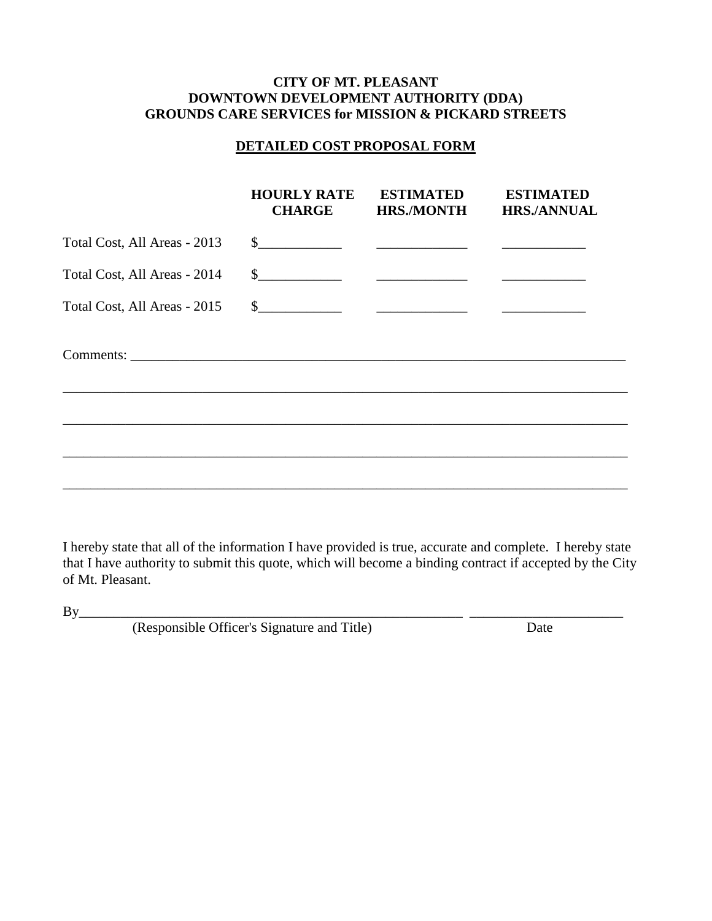**CITY OF MT. PLEASANT**
**DOWNTOWN DEVELOPMENT AUTHORITY (DDA)**
**GROUNDS CARE SERVICES for MISSION & PICKARD STREETS**

**DETAILED COST PROPOSAL FORM**

| | **HOURLY RATE CHARGE** | **ESTIMATED HRS./MONTH** | **ESTIMATED HRS./ANNUAL** |
|---|---|---|---|
| Total Cost, All Areas - 2013 | $____________ | _____________ | ____________ |
| Total Cost, All Areas - 2014 | $____________ | _____________ | ____________ |
| Total Cost, All Areas - 2015 | $____________ | _____________ | ____________ |

Comments: ______________________________________________________________________

_______________________________________________________________________________

_______________________________________________________________________________

_______________________________________________________________________________

_______________________________________________________________________________

I hereby state that all of the information I have provided is true, accurate and complete. I hereby state that I have authority to submit this quote, which will become a binding contract if accepted by the City of Mt. Pleasant.

By_________________________________________________________ ______________________
(Responsible Officer's Signature and Title) Date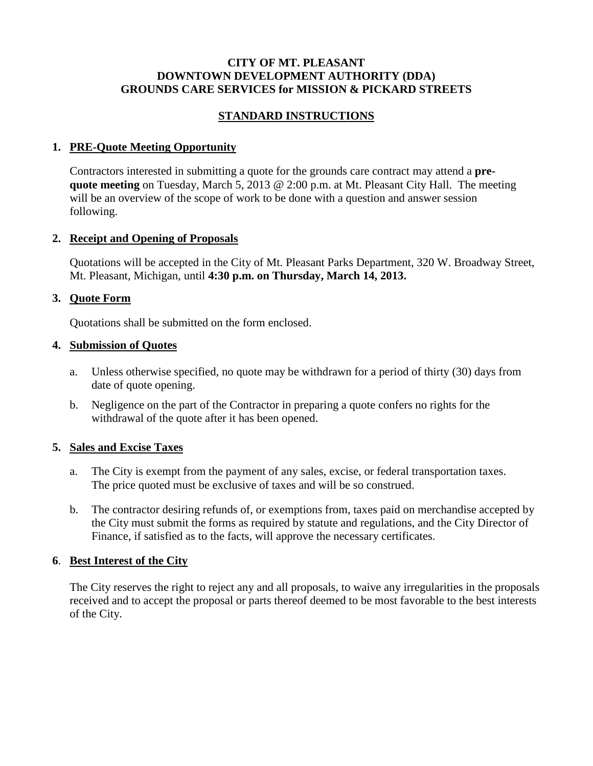**CITY OF MT. PLEASANT**
**DOWNTOWN DEVELOPMENT AUTHORITY (DDA)**
**GROUNDS CARE SERVICES for MISSION & PICKARD STREETS**

## STANDARD INSTRUCTIONS

### 1. PRE-Quote Meeting Opportunity

Contractors interested in submitting a quote for the grounds care contract may attend a **pre-quote meeting** on Tuesday, March 5, 2013 @ 2:00 p.m. at Mt. Pleasant City Hall. The meeting will be an overview of the scope of work to be done with a question and answer session following.

### 2. Receipt and Opening of Proposals

Quotations will be accepted in the City of Mt. Pleasant Parks Department, 320 W. Broadway Street, Mt. Pleasant, Michigan, until **4:30 p.m. on Thursday, March 14, 2013.**

### 3. Quote Form

Quotations shall be submitted on the form enclosed.

### 4. Submission of Quotes

a. Unless otherwise specified, no quote may be withdrawn for a period of thirty (30) days from date of quote opening.

b. Negligence on the part of the Contractor in preparing a quote confers no rights for the withdrawal of the quote after it has been opened.

### 5. Sales and Excise Taxes

a. The City is exempt from the payment of any sales, excise, or federal transportation taxes. The price quoted must be exclusive of taxes and will be so construed.

b. The contractor desiring refunds of, or exemptions from, taxes paid on merchandise accepted by the City must submit the forms as required by statute and regulations, and the City Director of Finance, if satisfied as to the facts, will approve the necessary certificates.

### 6. Best Interest of the City

The City reserves the right to reject any and all proposals, to waive any irregularities in the proposals received and to accept the proposal or parts thereof deemed to be most favorable to the best interests of the City.